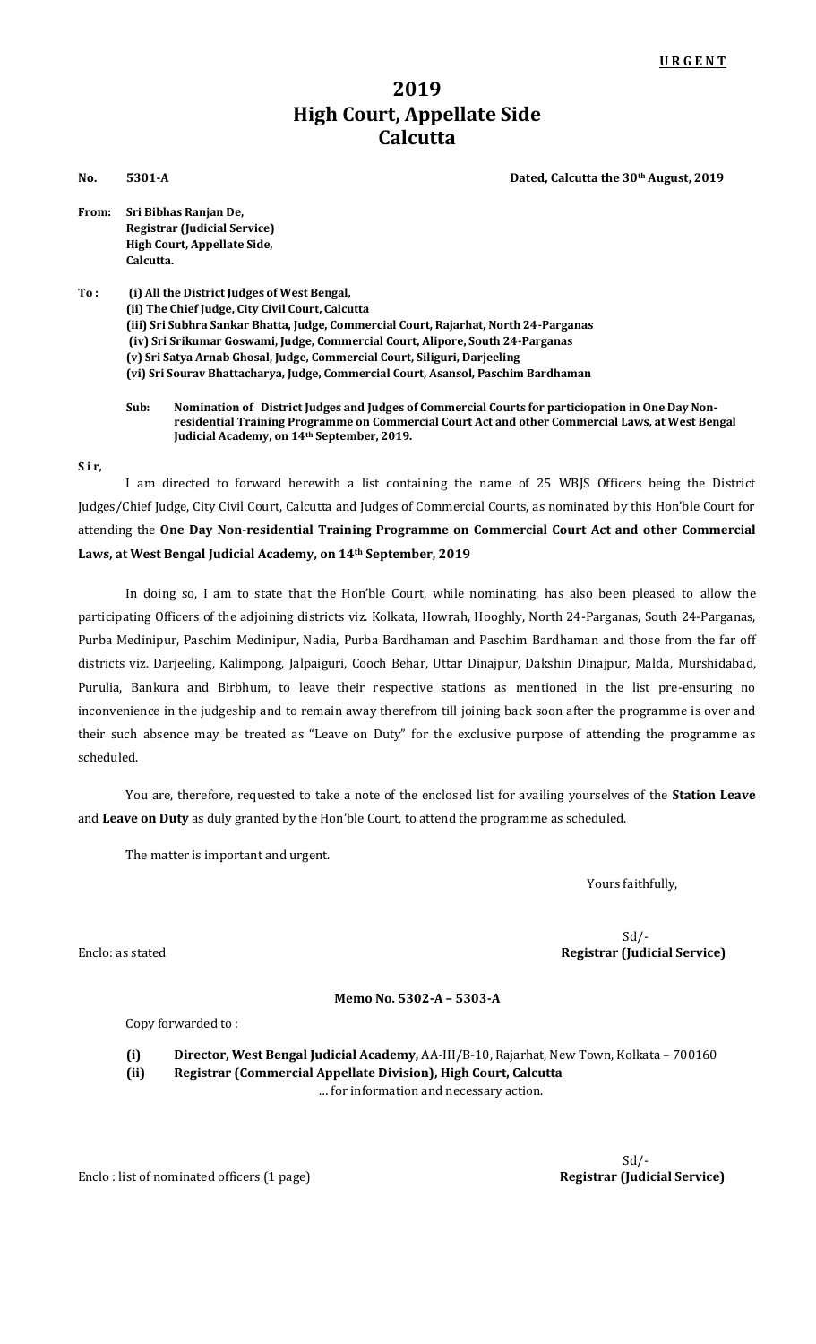**URGENT**

# 2019
# High Court, Appellate Side
# Calcutta

**No. 5301-A** **Dated, Calcutta the 30th August, 2019**

**From: Sri Bibhas Ranjan De,**
**Registrar (Judicial Service)**
**High Court, Appellate Side,**
**Calcutta.**

**To : (i) All the District Judges of West Bengal,**
**(ii) The Chief Judge, City Civil Court, Calcutta**
**(iii) Sri Subhra Sankar Bhatta, Judge, Commercial Court, Rajarhat, North 24-Parganas**
**(iv) Sri Srikumar Goswami, Judge, Commercial Court, Alipore, South 24-Parganas**
**(v) Sri Satya Arnab Ghosal, Judge, Commercial Court, Siliguri, Darjeeling**
**(vi) Sri Sourav Bhattacharya, Judge, Commercial Court, Asansol, Paschim Bardhaman**

**Sub: Nomination of District Judges and Judges of Commercial Courts for particiopation in One Day Non-residential Training Programme on Commercial Court Act and other Commercial Laws, at West Bengal Judicial Academy, on 14th September, 2019.**

**Sir,**

I am directed to forward herewith a list containing the name of 25 WBJS Officers being the District Judges/Chief Judge, City Civil Court, Calcutta and Judges of Commercial Courts, as nominated by this Hon'ble Court for attending the **One Day Non-residential Training Programme on Commercial Court Act and other Commercial Laws, at West Bengal Judicial Academy, on 14th September, 2019**

In doing so, I am to state that the Hon'ble Court, while nominating, has also been pleased to allow the participating Officers of the adjoining districts viz. Kolkata, Howrah, Hooghly, North 24-Parganas, South 24-Parganas, Purba Medinipur, Paschim Medinipur, Nadia, Purba Bardhaman and Paschim Bardhaman and those from the far off districts viz. Darjeeling, Kalimpong, Jalpaiguri, Cooch Behar, Uttar Dinajpur, Dakshin Dinajpur, Malda, Murshidabad, Purulia, Bankura and Birbhum, to leave their respective stations as mentioned in the list pre-ensuring no inconvenience in the judgeship and to remain away therefrom till joining back soon after the programme is over and their such absence may be treated as "Leave on Duty" for the exclusive purpose of attending the programme as scheduled.

You are, therefore, requested to take a note of the enclosed list for availing yourselves of the **Station Leave** and **Leave on Duty** as duly granted by the Hon'ble Court, to attend the programme as scheduled.

The matter is important and urgent.

Yours faithfully,

Sd/-
**Registrar (Judicial Service)**

Enclo: as stated

**Memo No. 5302-A – 5303-A**

Copy forwarded to :

**(i) Director, West Bengal Judicial Academy,** AA-III/B-10, Rajarhat, New Town, Kolkata – 700160
**(ii) Registrar (Commercial Appellate Division), High Court, Calcutta**

… for information and necessary action.

Sd/-
**Registrar (Judicial Service)**

Enclo : list of nominated officers (1 page)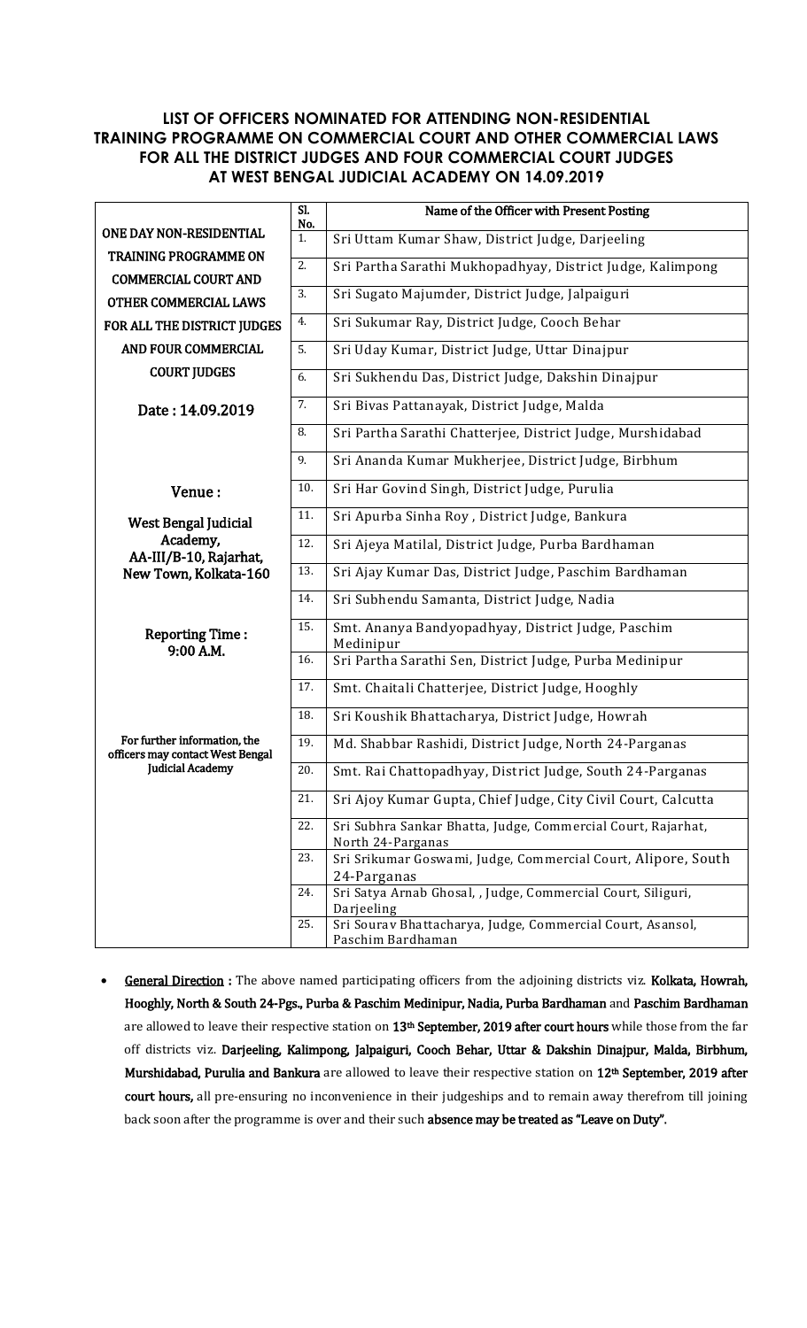# LIST OF OFFICERS NOMINATED FOR ATTENDING NON-RESIDENTIAL TRAINING PROGRAMME ON COMMERCIAL COURT AND OTHER COMMERCIAL LAWS FOR ALL THE DISTRICT JUDGES AND FOUR COMMERCIAL COURT JUDGES AT WEST BENGAL JUDICIAL ACADEMY ON 14.09.2019

| | Sl. No. | Name of the Officer with Present Posting |
|---|---|---|
| **ONE DAY NON-RESIDENTIAL TRAINING PROGRAMME ON COMMERCIAL COURT AND OTHER COMMERCIAL LAWS FOR ALL THE DISTRICT JUDGES AND FOUR COMMERCIAL COURT JUDGES**<br><br>**Date : 14.09.2019**<br><br>**Venue :**<br><br>**West Bengal Judicial Academy, AA-III/B-10, Rajarhat, New Town, Kolkata-160**<br><br>**Reporting Time : 9:00 A.M.**<br><br>**For further information, the officers may contact West Bengal Judicial Academy** | 1. | Sri Uttam Kumar Shaw, District Judge, Darjeeling |
| | 2. | Sri Partha Sarathi Mukhopadhyay, District Judge, Kalimpong |
| | 3. | Sri Sugato Majumder, District Judge, Jalpaiguri |
| | 4. | Sri Sukumar Ray, District Judge, Cooch Behar |
| | 5. | Sri Uday Kumar, District Judge, Uttar Dinajpur |
| | 6. | Sri Sukhendu Das, District Judge, Dakshin Dinajpur |
| | 7. | Sri Bivas Pattanayak, District Judge, Malda |
| | 8. | Sri Partha Sarathi Chatterjee, District Judge, Murshidabad |
| | 9. | Sri Ananda Kumar Mukherjee, District Judge, Birbhum |
| | 10. | Sri Har Govind Singh, District Judge, Purulia |
| | 11. | Sri Apurba Sinha Roy , District Judge, Bankura |
| | 12. | Sri Ajeya Matilal, District Judge, Purba Bardhaman |
| | 13. | Sri Ajay Kumar Das, District Judge, Paschim Bardhaman |
| | 14. | Sri Subhendu Samanta, District Judge, Nadia |
| | 15. | Smt. Ananya Bandyopadhyay, District Judge, Paschim Medinipur |
| | 16. | Sri Partha Sarathi Sen, District Judge, Purba Medinipur |
| | 17. | Smt. Chaitali Chatterjee, District Judge, Hooghly |
| | 18. | Sri Koushik Bhattacharya, District Judge, Howrah |
| | 19. | Md. Shabbar Rashidi, District Judge, North 24-Parganas |
| | 20. | Smt. Rai Chattopadhyay, District Judge, South 24-Parganas |
| | 21. | Sri Ajoy Kumar Gupta, Chief Judge, City Civil Court, Calcutta |
| | 22. | Sri Subhra Sankar Bhatta, Judge, Commercial Court, Rajarhat, North 24-Parganas |
| | 23. | Sri Srikumar Goswami, Judge, Commercial Court, Alipore, South 24-Parganas |
| | 24. | Sri Satya Arnab Ghosal, , Judge, Commercial Court, Siliguri, Darjeeling |
| | 25. | Sri Sourav Bhattacharya, Judge, Commercial Court, Asansol, Paschim Bardhaman |

- **General Direction :** The above named participating officers from the adjoining districts viz. **Kolkata, Howrah, Hooghly, North & South 24-Pgs., Purba & Paschim Medinipur, Nadia, Purba Bardhaman** and **Paschim Bardhaman** are allowed to leave their respective station on **13th September, 2019 after court hours** while those from the far off districts viz. **Darjeeling, Kalimpong, Jalpaiguri, Cooch Behar, Uttar & Dakshin Dinajpur, Malda, Birbhum, Murshidabad, Purulia and Bankura** are allowed to leave their respective station on **12th September, 2019 after court hours,** all pre-ensuring no inconvenience in their judgeships and to remain away therefrom till joining back soon after the programme is over and their such **absence may be treated as "Leave on Duty".**